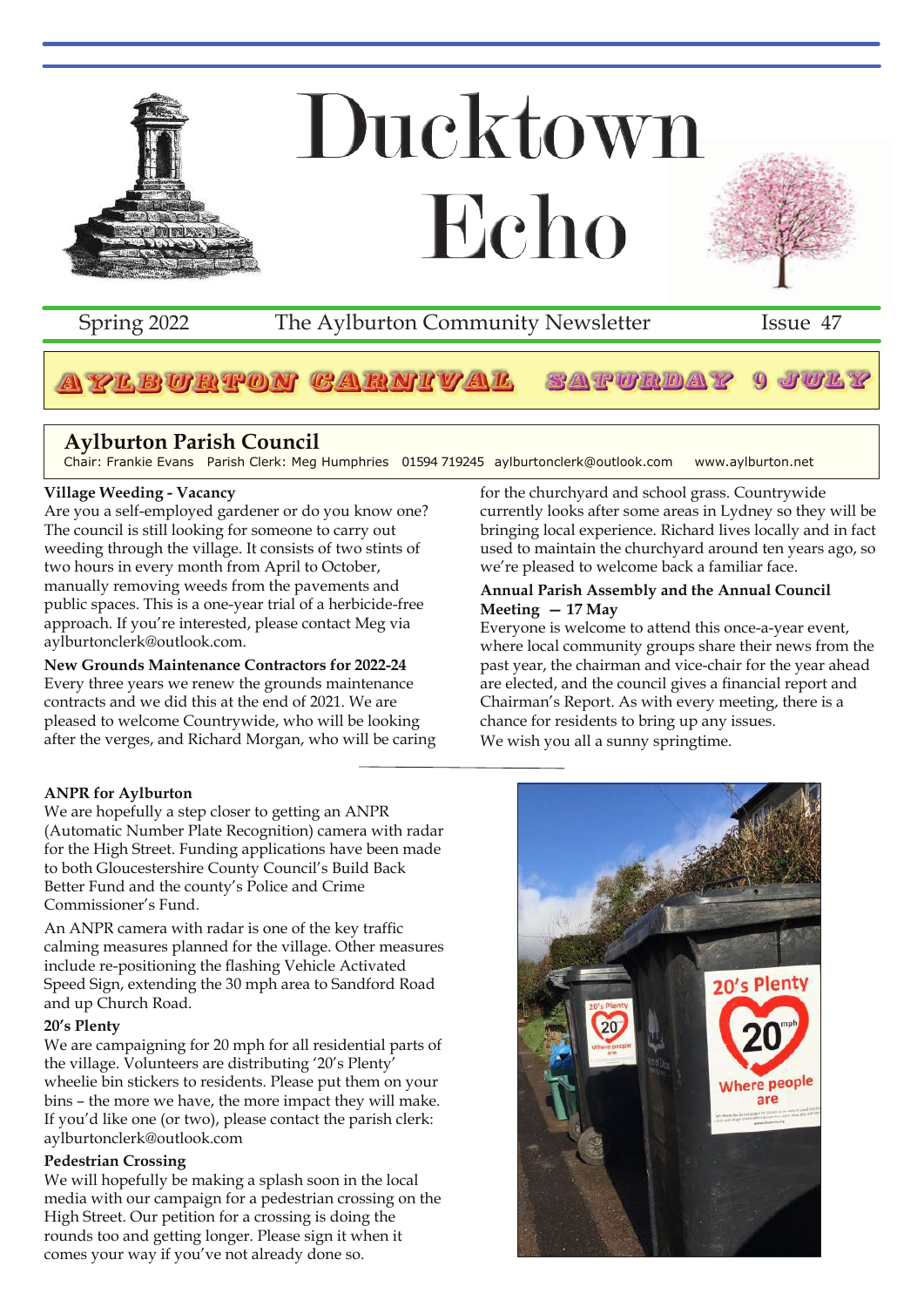# Ducktown Echo

Spring 2022 | The Aylburton Community Newsletter | Issue 47

**AYLBURTON CARNIVAL SATURDAY 9 JULY**

## Aylburton Parish Council

Chair: Frankie Evans Parish Clerk: Meg Humphries 01594 719245 aylburtonclerk@outlook.com www.aylburton.net

**Village Weeding - Vacancy**

Are you a self-employed gardener or do you know one? The council is still looking for someone to carry out weeding through the village. It consists of two stints of two hours in every month from April to October, manually removing weeds from the pavements and public spaces. This is a one-year trial of a herbicide-free approach. If you're interested, please contact Meg via aylburtonclerk@outlook.com.

**New Grounds Maintenance Contractors for 2022-24**

Every three years we renew the grounds maintenance contracts and we did this at the end of 2021. We are pleased to welcome Countrywide, who will be looking after the verges, and Richard Morgan, who will be caring for the churchyard and school grass. Countrywide currently looks after some areas in Lydney so they will be bringing local experience. Richard lives locally and in fact used to maintain the churchyard around ten years ago, so we're pleased to welcome back a familiar face.

**Annual Parish Assembly and the Annual Council Meeting — 17 May**

Everyone is welcome to attend this once-a-year event, where local community groups share their news from the past year, the chairman and vice-chair for the year ahead are elected, and the council gives a financial report and Chairman's Report. As with every meeting, there is a chance for residents to bring up any issues.

We wish you all a sunny springtime.

**ANPR for Aylburton**

We are hopefully a step closer to getting an ANPR (Automatic Number Plate Recognition) camera with radar for the High Street. Funding applications have been made to both Gloucestershire County Council's Build Back Better Fund and the county's Police and Crime Commissioner's Fund.

An ANPR camera with radar is one of the key traffic calming measures planned for the village. Other measures include re-positioning the flashing Vehicle Activated Speed Sign, extending the 30 mph area to Sandford Road and up Church Road.

**20's Plenty**

We are campaigning for 20 mph for all residential parts of the village. Volunteers are distributing '20's Plenty' wheelie bin stickers to residents. Please put them on your bins – the more we have, the more impact they will make. If you'd like one (or two), please contact the parish clerk: aylburtonclerk@outlook.com

**Pedestrian Crossing**

We will hopefully be making a splash soon in the local media with our campaign for a pedestrian crossing on the High Street. Our petition for a crossing is doing the rounds too and getting longer. Please sign it when it comes your way if you've not already done so.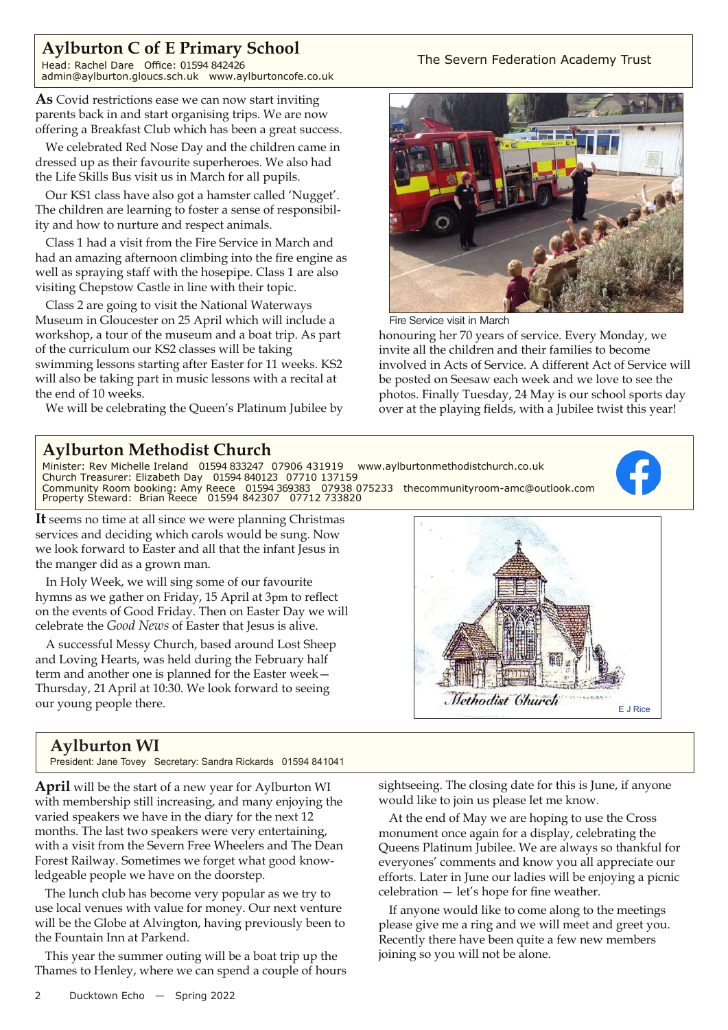## Aylburton C of E Primary School

Head: Rachel Dare Office: 01594 842426
admin@aylburton.gloucs.sch.uk www.aylburtoncofe.co.uk

The Severn Federation Academy Trust

**As** Covid restrictions ease we can now start inviting parents back in and start organising trips. We are now offering a Breakfast Club which has been a great success.

We celebrated Red Nose Day and the children came in dressed up as their favourite superheroes. We also had the Life Skills Bus visit us in March for all pupils.

Our KS1 class have also got a hamster called 'Nugget'. The children are learning to foster a sense of responsibility and how to nurture and respect animals.

Class 1 had a visit from the Fire Service in March and had an amazing afternoon climbing into the fire engine as well as spraying staff with the hosepipe. Class 1 are also visiting Chepstow Castle in line with their topic.

Class 2 are going to visit the National Waterways Museum in Gloucester on 25 April which will include a workshop, a tour of the museum and a boat trip. As part of the curriculum our KS2 classes will be taking swimming lessons starting after Easter for 11 weeks. KS2 will also be taking part in music lessons with a recital at the end of 10 weeks.

We will be celebrating the Queen's Platinum Jubilee by honouring her 70 years of service. Every Monday, we invite all the children and their families to become involved in Acts of Service. A different Act of Service will be posted on Seesaw each week and we love to see the photos. Finally Tuesday, 24 May is our school sports day over at the playing fields, with a Jubilee twist this year!

Fire Service visit in March

## Aylburton Methodist Church

Minister: Rev Michelle Ireland 01594 833247 07906 431919 www.aylburtonmethodistchurch.co.uk
Church Treasurer: Elizabeth Day 01594 840123 07710 137159
Community Room booking: Amy Reece 01594 369383 07938 075233 thecommunityroom-amc@outlook.com
Property Steward: Brian Reece 01594 842307 07712 733820

**It** seems no time at all since we were planning Christmas services and deciding which carols would be sung. Now we look forward to Easter and all that the infant Jesus in the manger did as a grown man.

In Holy Week, we will sing some of our favourite hymns as we gather on Friday, 15 April at 3pm to reflect on the events of Good Friday. Then on Easter Day we will celebrate the *Good News* of Easter that Jesus is alive.

A successful Messy Church, based around Lost Sheep and Loving Hearts, was held during the February half term and another one is planned for the Easter week—Thursday, 21 April at 10:30. We look forward to seeing our young people there.

Methodist Church

E J Rice

## Aylburton WI

President: Jane Tovey Secretary: Sandra Rickards 01594 841041

**April** will be the start of a new year for Aylburton WI with membership still increasing, and many enjoying the varied speakers we have in the diary for the next 12 months. The last two speakers were very entertaining, with a visit from the Severn Free Wheelers and The Dean Forest Railway. Sometimes we forget what good knowledgeable people we have on the doorstep.

The lunch club has become very popular as we try to use local venues with value for money. Our next venture will be the Globe at Alvington, having previously been to the Fountain Inn at Parkend.

This year the summer outing will be a boat trip up the Thames to Henley, where we can spend a couple of hours sightseeing. The closing date for this is June, if anyone would like to join us please let me know.

At the end of May we are hoping to use the Cross monument once again for a display, celebrating the Queens Platinum Jubilee. We are always so thankful for everyones' comments and know you all appreciate our efforts. Later in June our ladies will be enjoying a picnic celebration — let's hope for fine weather.

If anyone would like to come along to the meetings please give me a ring and we will meet and greet you. Recently there have been quite a few new members joining so you will not be alone.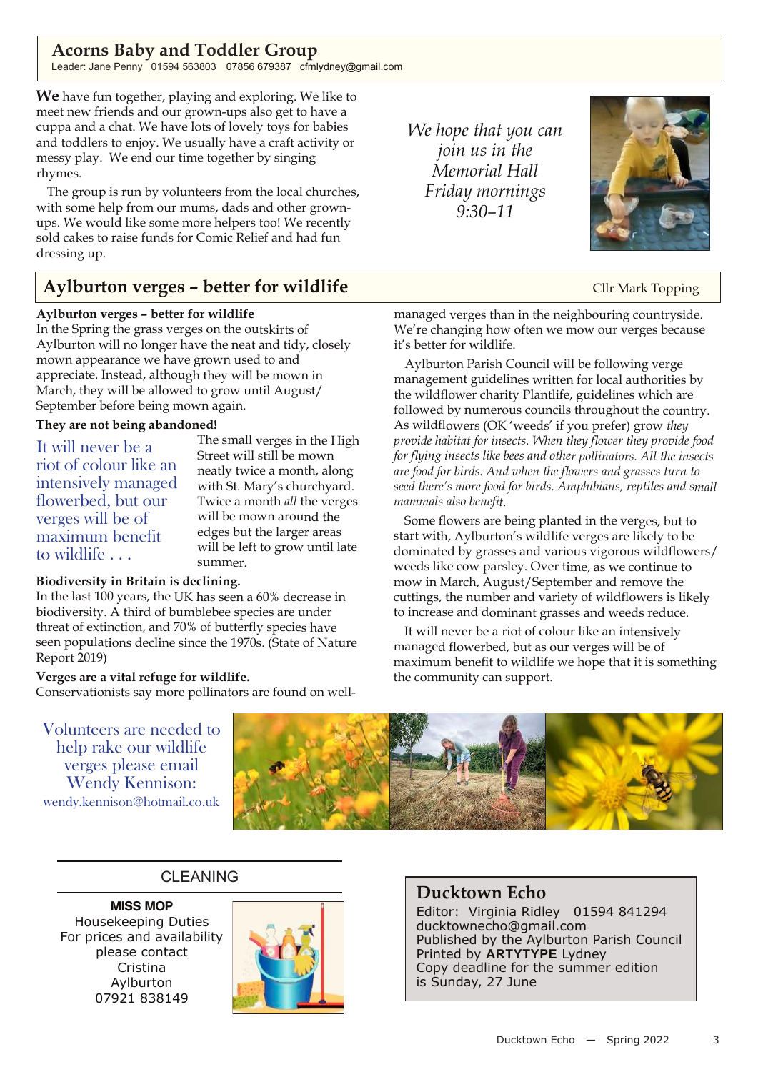## Acorns Baby and Toddler Group

Leader: Jane Penny 01594 563803 07856 679387 cfmlydney@gmail.com

**We** have fun together, playing and exploring. We like to meet new friends and our grown-ups also get to have a cuppa and a chat. We have lots of lovely toys for babies and toddlers to enjoy. We usually have a craft activity or messy play. We end our time together by singing rhymes.

The group is run by volunteers from the local churches, with some help from our mums, dads and other grown-ups. We would like some more helpers too! We recently sold cakes to raise funds for Comic Relief and had fun dressing up.

*We hope that you can join us in the Memorial Hall Friday mornings 9:30–11*

## Aylburton verges – better for wildlife

Cllr Mark Topping

**Aylburton verges – better for wildlife**

In the Spring the grass verges on the outskirts of Aylburton will no longer have the neat and tidy, closely mown appearance we have grown used to and appreciate. Instead, although they will be mown in March, they will be allowed to grow until August/September before being mown again.

**They are not being abandoned!**

It will never be a riot of colour like an intensively managed flowerbed, but our verges will be of maximum benefit to wildlife . . .

The small verges in the High Street will still be mown neatly twice a month, along with St. Mary's churchyard. Twice a month *all* the verges will be mown around the edges but the larger areas will be left to grow until late summer.

**Biodiversity in Britain is declining.**

In the last 100 years, the UK has seen a 60% decrease in biodiversity. A third of bumblebee species are under threat of extinction, and 70% of butterfly species have seen populations decline since the 1970s. (State of Nature Report 2019)

**Verges are a vital refuge for wildlife.**

Conservationists say more pollinators are found on well-managed verges than in the neighbouring countryside. We're changing how often we mow our verges because it's better for wildlife.

Aylburton Parish Council will be following verge management guidelines written for local authorities by the wildflower charity Plantlife, guidelines which are followed by numerous councils throughout the country. As wildflowers (OK 'weeds' if you prefer) grow *they provide habitat for insects. When they flower they provide food for flying insects like bees and other pollinators. All the insects are food for birds. And when the flowers and grasses turn to seed there's more food for birds. Amphibians, reptiles and small mammals also benefit.*

Some flowers are being planted in the verges, but to start with, Aylburton's wildlife verges are likely to be dominated by grasses and various vigorous wildflowers/weeds like cow parsley. Over time, as we continue to mow in March, August/September and remove the cuttings, the number and variety of wildflowers is likely to increase and dominant grasses and weeds reduce.

It will never be a riot of colour like an intensively managed flowerbed, but as our verges will be of maximum benefit to wildlife we hope that it is something the community can support.

Volunteers are needed to help rake our wildlife verges please email Wendy Kennison: wendy.kennison@hotmail.co.uk

### CLEANING

**MISS MOP**
Housekeeping Duties
For prices and availability please contact
Cristina
Aylburton
07921 838149

### Ducktown Echo

Editor: Virginia Ridley 01594 841294
ducktownecho@gmail.com
Published by the Aylburton Parish Council
Printed by **ARTYTYPE** Lydney
Copy deadline for the summer edition is Sunday, 27 June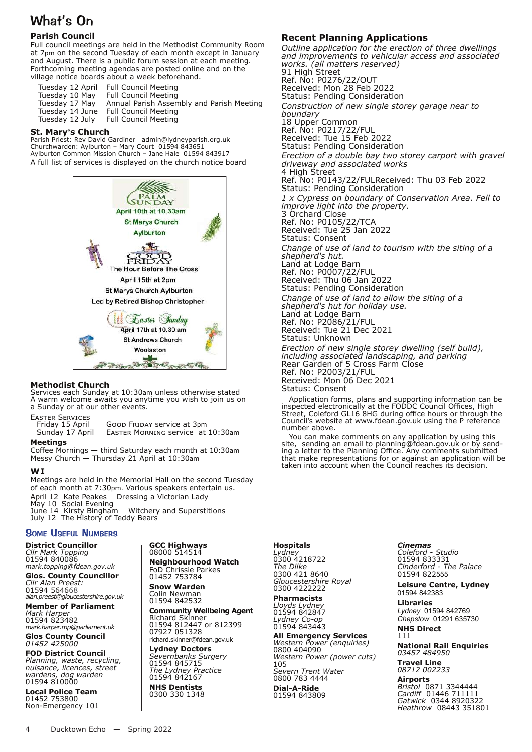# What's On

## Parish Council

Full council meetings are held in the Methodist Community Room at 7pm on the second Tuesday of each month except in January and August. There is a public forum session at each meeting. Forthcoming meeting agendas are posted online and on the village notice boards about a week beforehand.

| | |
|---|---|
| Tuesday 12 April | Full Council Meeting |
| Tuesday 10 May | Full Council Meeting |
| Tuesday 17 May | Annual Parish Assembly and Parish Meeting |
| Tuesday 14 June | Full Council Meeting |
| Tuesday 12 July | Full Council Meeting |

## St. Mary's Church

Parish Priest: Rev David Gardiner admin@lydneyparish.org.uk
Churchwarden: Aylburton – Mary Court 01594 843651
Aylburton Common Mission Church – Jane Hale 01594 843917
A full list of services is displayed on the church notice board

PALM SUNDAY
April 10th at 10.30am
St Marys Church
Aylburton

GOOD FRIDAY
The Hour Before The Cross
April 15th at 2pm
St Marys Church Aylburton
Led by Retired Bishop Christopher

Easter Sunday
April 17th at 10.30 am
St Andrews Church
Woolaston

## Methodist Church

Services each Sunday at 10:30am unless otherwise stated
A warm welcome awaits you anytime you wish to join us on a Sunday or at our other events.

Easter Services

| | |
|---|---|
| Friday 15 April | Good Friday service at 3pm |
| Sunday 17 April | Easter Morning service at 10:30am |

**Meetings**

Coffee Mornings — third Saturday each month at 10:30am
Messy Church — Thursday 21 April at 10:30am

## WI

Meetings are held in the Memorial Hall on the second Tuesday of each month at 7:30pm. Various speakers entertain us.

April 12 Kate Peakes Dressing a Victorian Lady
May 10 Social Evening
June 14 Kirsty Bingham Witchery and Superstitions
July 12 The History of Teddy Bears

## Recent Planning Applications

*Outline application for the erection of three dwellings and improvements to vehicular access and associated works. (all matters reserved)*
91 High Street
Ref. No: P0276/22/OUT
Received: Mon 28 Feb 2022
Status: Pending Consideration

*Construction of new single storey garage near to boundary*
18 Upper Common
Ref. No: P0217/22/FUL
Received: Tue 15 Feb 2022
Status: Pending Consideration

*Erection of a double bay two storey carport with gravel driveway and associated works*
4 High Street
Ref. No: P0143/22/FULReceived: Thu 03 Feb 2022
Status: Pending Consideration

*1 x Cypress on boundary of Conservation Area. Fell to improve light into the property.*
3 Orchard Close
Ref. No: P0105/22/TCA
Received: Tue 25 Jan 2022
Status: Consent

*Change of use of land to tourism with the siting of a shepherd's hut.*
Land at Lodge Barn
Ref. No: P0007/22/FUL
Received: Thu 06 Jan 2022
Status: Pending Consideration

*Change of use of land to allow the siting of a shepherd's hut for holiday use.*
Land at Lodge Barn
Ref. No: P2086/21/FUL
Received: Tue 21 Dec 2021
Status: Unknown

*Erection of new single storey dwelling (self build), including associated landscaping, and parking*
Rear Garden of 5 Cross Farm Close
Ref. No: P2003/21/FUL
Received: Mon 06 Dec 2021
Status: Consent

Application forms, plans and supporting information can be inspected electronically at the FODDC Council Offices, High Street, Coleford GL16 8HG during office hours or through the Council's website at www.fdean.gov.uk using the P reference number above.

You can make comments on any application by using this site, sending an email to planning@fdean.gov.uk or by sending a letter to the Planning Office. Any comments submitted that make representations for or against an application will be taken into account when the Council reaches its decision.

## Some Useful Numbers

**District Councillor**
*Cllr Mark Topping*
01594 840086
*mark.topping@fdean.gov.uk*

**Glos. County Councillor**
*Cllr Alan Preest:*
01594 564668
*alan.preest@gloucestershire.gov.uk*

**Member of Parliament**
*Mark Harper*
01594 823482
*mark.harper.mp@parliament.uk*

**Glos County Council**
*01452 425000*

**FOD District Council**
*Planning, waste, recycling, nuisance, licences, street wardens, dog warden*
01594 810000

**Local Police Team**
01452 753800
Non-Emergency 101

**GCC Highways**
08000 514514

**Neighbourhood Watch**
FoD Chrissie Parkes
01452 753784

**Snow Warden**
Colin Newman
01594 842532

**Community Wellbeing Agent**
Richard Skinner
01594 812447 or 812399
07927 051328
richard.skinner@fdean.gov.uk

**Lydney Doctors**
*Severnbanks Surgery*
01594 845715
*The Lydney Practice*
01594 842167

**NHS Dentists**
0300 330 1348

**Hospitals**
*Lydney*
0300 4218722
*The Dilke*
0300 421 8640
*Gloucestershire Royal*
0300 4222222

**Pharmacists**
*Lloyds Lydney*
01594 842847
*Lydney Co-op*
01594 843443

**All Emergency Services**
*Western Power (enquiries)*
0800 404090
*Western Power (power cuts)*
105
*Severn Trent Water*
0800 783 4444

**Dial-A-Ride**
01594 843809

***Cinemas***
*Coleford - Studio*
01594 833331
*Cinderford - The Palace*
01594 822555

**Leisure Centre, Lydney**
01594 842383

**Libraries**
*Lydney* 01594 842769
*Chepstow* 01291 635730

**NHS Direct**
111

**National Rail Enquiries**
*03457 484950*

**Travel Line**
*08712 002233*

**Airports**
*Bristol* 0871 3344444
*Cardiff* 01446 711111
*Gatwick* 0344 8920322
*Heathrow* 08443 351801